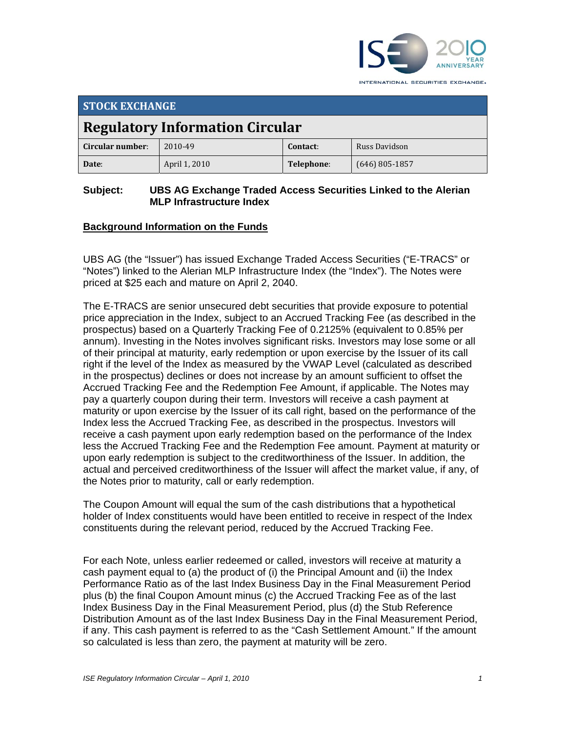## STOCK EXCHANGE

# Regulatory Information Circular

| Circular number: | 2010-49 | Contact: | Russ Davidson |
|---|---|---|---|
| Date: | April 1, 2010 | Telephone: | (646) 805-1857 |

**Subject: UBS AG Exchange Traded Access Securities Linked to the Alerian MLP Infrastructure Index**

**Background Information on the Funds**

UBS AG (the "Issuer") has issued Exchange Traded Access Securities ("E-TRACS" or "Notes") linked to the Alerian MLP Infrastructure Index (the "Index"). The Notes were priced at $25 each and mature on April 2, 2040.

The E-TRACS are senior unsecured debt securities that provide exposure to potential price appreciation in the Index, subject to an Accrued Tracking Fee (as described in the prospectus) based on a Quarterly Tracking Fee of 0.2125% (equivalent to 0.85% per annum). Investing in the Notes involves significant risks. Investors may lose some or all of their principal at maturity, early redemption or upon exercise by the Issuer of its call right if the level of the Index as measured by the VWAP Level (calculated as described in the prospectus) declines or does not increase by an amount sufficient to offset the Accrued Tracking Fee and the Redemption Fee Amount, if applicable. The Notes may pay a quarterly coupon during their term. Investors will receive a cash payment at maturity or upon exercise by the Issuer of its call right, based on the performance of the Index less the Accrued Tracking Fee, as described in the prospectus. Investors will receive a cash payment upon early redemption based on the performance of the Index less the Accrued Tracking Fee and the Redemption Fee amount. Payment at maturity or upon early redemption is subject to the creditworthiness of the Issuer. In addition, the actual and perceived creditworthiness of the Issuer will affect the market value, if any, of the Notes prior to maturity, call or early redemption.

The Coupon Amount will equal the sum of the cash distributions that a hypothetical holder of Index constituents would have been entitled to receive in respect of the Index constituents during the relevant period, reduced by the Accrued Tracking Fee.

For each Note, unless earlier redeemed or called, investors will receive at maturity a cash payment equal to (a) the product of (i) the Principal Amount and (ii) the Index Performance Ratio as of the last Index Business Day in the Final Measurement Period plus (b) the final Coupon Amount minus (c) the Accrued Tracking Fee as of the last Index Business Day in the Final Measurement Period, plus (d) the Stub Reference Distribution Amount as of the last Index Business Day in the Final Measurement Period, if any. This cash payment is referred to as the "Cash Settlement Amount." If the amount so calculated is less than zero, the payment at maturity will be zero.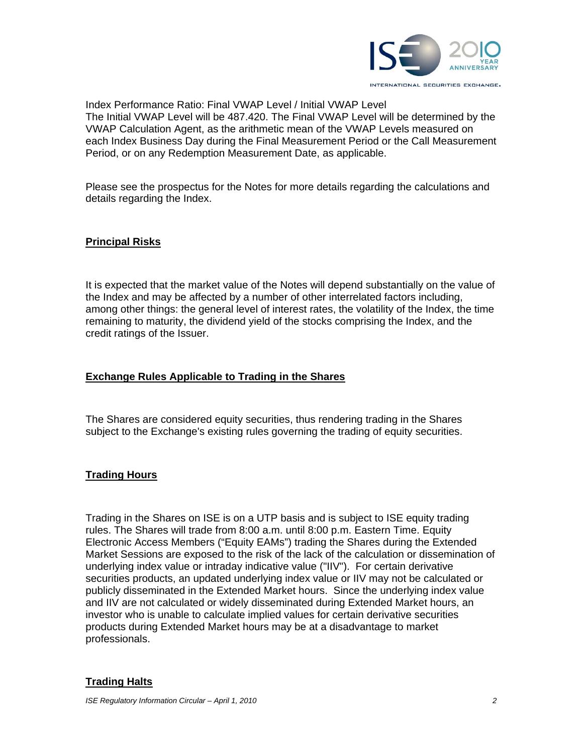Index Performance Ratio: Final VWAP Level / Initial VWAP Level
The Initial VWAP Level will be 487.420. The Final VWAP Level will be determined by the VWAP Calculation Agent, as the arithmetic mean of the VWAP Levels measured on each Index Business Day during the Final Measurement Period or the Call Measurement Period, or on any Redemption Measurement Date, as applicable.

Please see the prospectus for the Notes for more details regarding the calculations and details regarding the Index.

## Principal Risks

It is expected that the market value of the Notes will depend substantially on the value of the Index and may be affected by a number of other interrelated factors including, among other things: the general level of interest rates, the volatility of the Index, the time remaining to maturity, the dividend yield of the stocks comprising the Index, and the credit ratings of the Issuer.

## Exchange Rules Applicable to Trading in the Shares

The Shares are considered equity securities, thus rendering trading in the Shares subject to the Exchange's existing rules governing the trading of equity securities.

## Trading Hours

Trading in the Shares on ISE is on a UTP basis and is subject to ISE equity trading rules. The Shares will trade from 8:00 a.m. until 8:00 p.m. Eastern Time. Equity Electronic Access Members ("Equity EAMs") trading the Shares during the Extended Market Sessions are exposed to the risk of the lack of the calculation or dissemination of underlying index value or intraday indicative value ("IIV"). For certain derivative securities products, an updated underlying index value or IIV may not be calculated or publicly disseminated in the Extended Market hours. Since the underlying index value and IIV are not calculated or widely disseminated during Extended Market hours, an investor who is unable to calculate implied values for certain derivative securities products during Extended Market hours may be at a disadvantage to market professionals.

## Trading Halts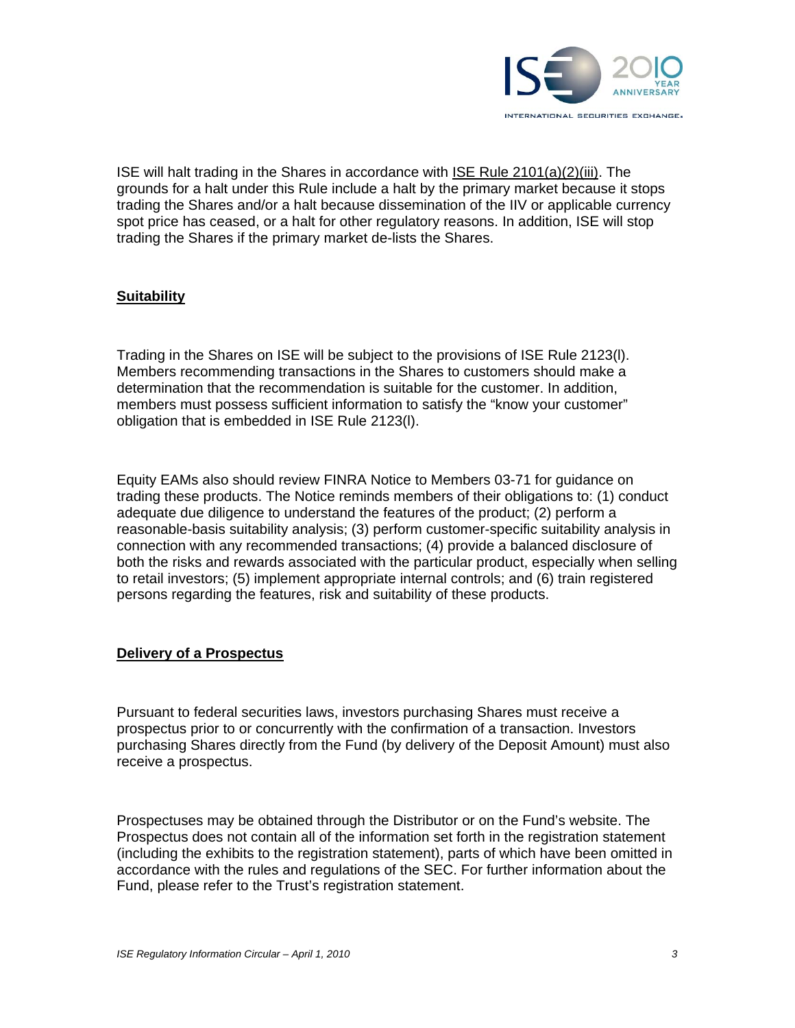ISE will halt trading in the Shares in accordance with ISE Rule 2101(a)(2)(iii). The grounds for a halt under this Rule include a halt by the primary market because it stops trading the Shares and/or a halt because dissemination of the IIV or applicable currency spot price has ceased, or a halt for other regulatory reasons. In addition, ISE will stop trading the Shares if the primary market de-lists the Shares.

## Suitability

Trading in the Shares on ISE will be subject to the provisions of ISE Rule 2123(l). Members recommending transactions in the Shares to customers should make a determination that the recommendation is suitable for the customer. In addition, members must possess sufficient information to satisfy the "know your customer" obligation that is embedded in ISE Rule 2123(l).

Equity EAMs also should review FINRA Notice to Members 03-71 for guidance on trading these products. The Notice reminds members of their obligations to: (1) conduct adequate due diligence to understand the features of the product; (2) perform a reasonable-basis suitability analysis; (3) perform customer-specific suitability analysis in connection with any recommended transactions; (4) provide a balanced disclosure of both the risks and rewards associated with the particular product, especially when selling to retail investors; (5) implement appropriate internal controls; and (6) train registered persons regarding the features, risk and suitability of these products.

## Delivery of a Prospectus

Pursuant to federal securities laws, investors purchasing Shares must receive a prospectus prior to or concurrently with the confirmation of a transaction. Investors purchasing Shares directly from the Fund (by delivery of the Deposit Amount) must also receive a prospectus.

Prospectuses may be obtained through the Distributor or on the Fund's website. The Prospectus does not contain all of the information set forth in the registration statement (including the exhibits to the registration statement), parts of which have been omitted in accordance with the rules and regulations of the SEC. For further information about the Fund, please refer to the Trust's registration statement.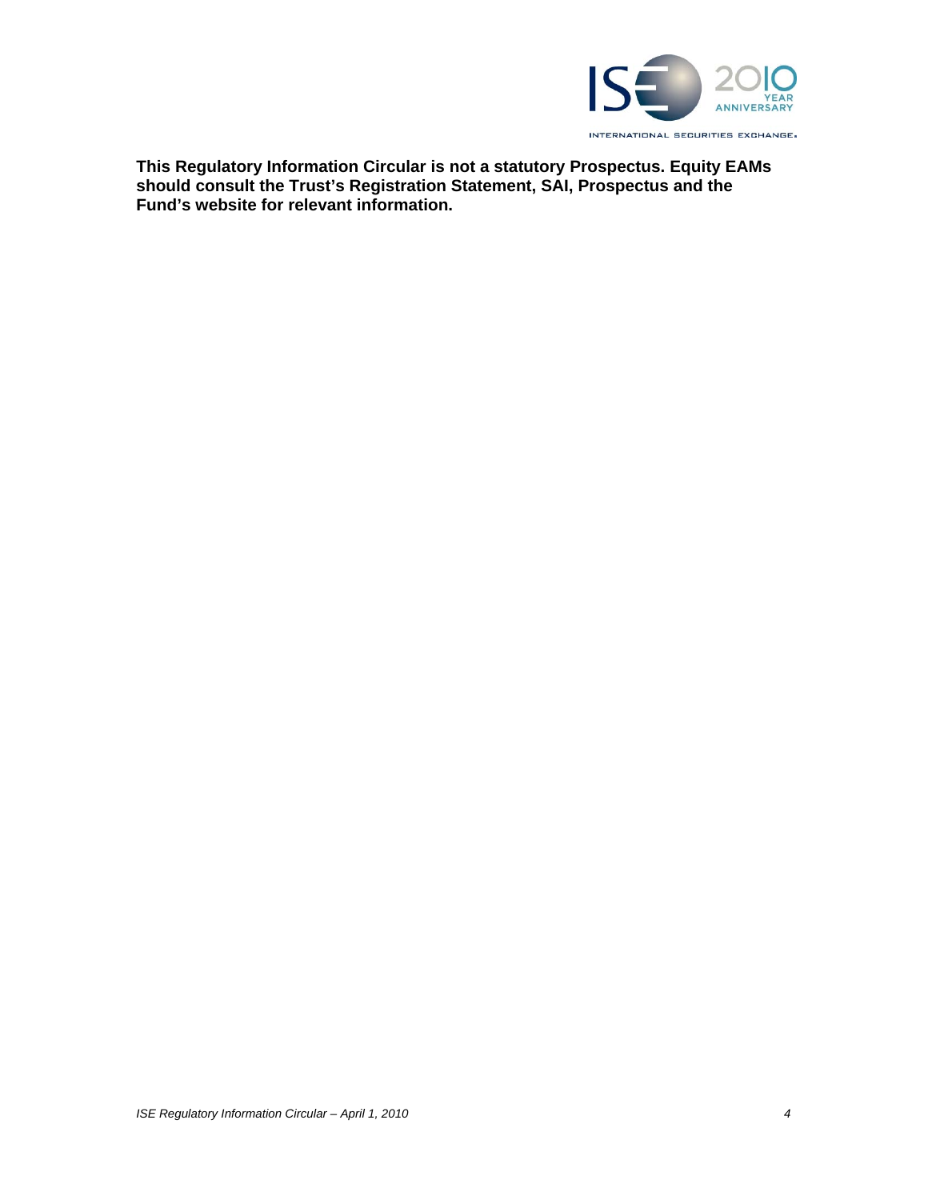**This Regulatory Information Circular is not a statutory Prospectus. Equity EAMs should consult the Trust's Registration Statement, SAI, Prospectus and the Fund's website for relevant information.**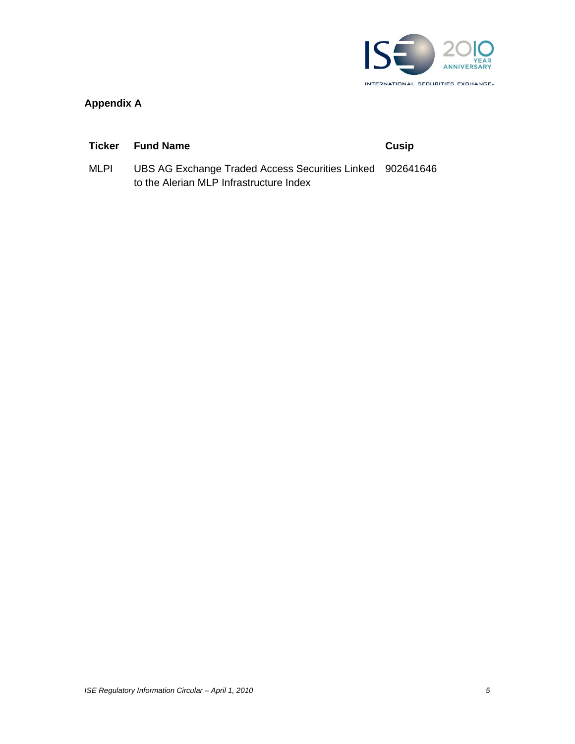## Appendix A

| Ticker | Fund Name | Cusip |
| --- | --- | --- |
| MLPI | UBS AG Exchange Traded Access Securities Linked to the Alerian MLP Infrastructure Index | 902641646 |